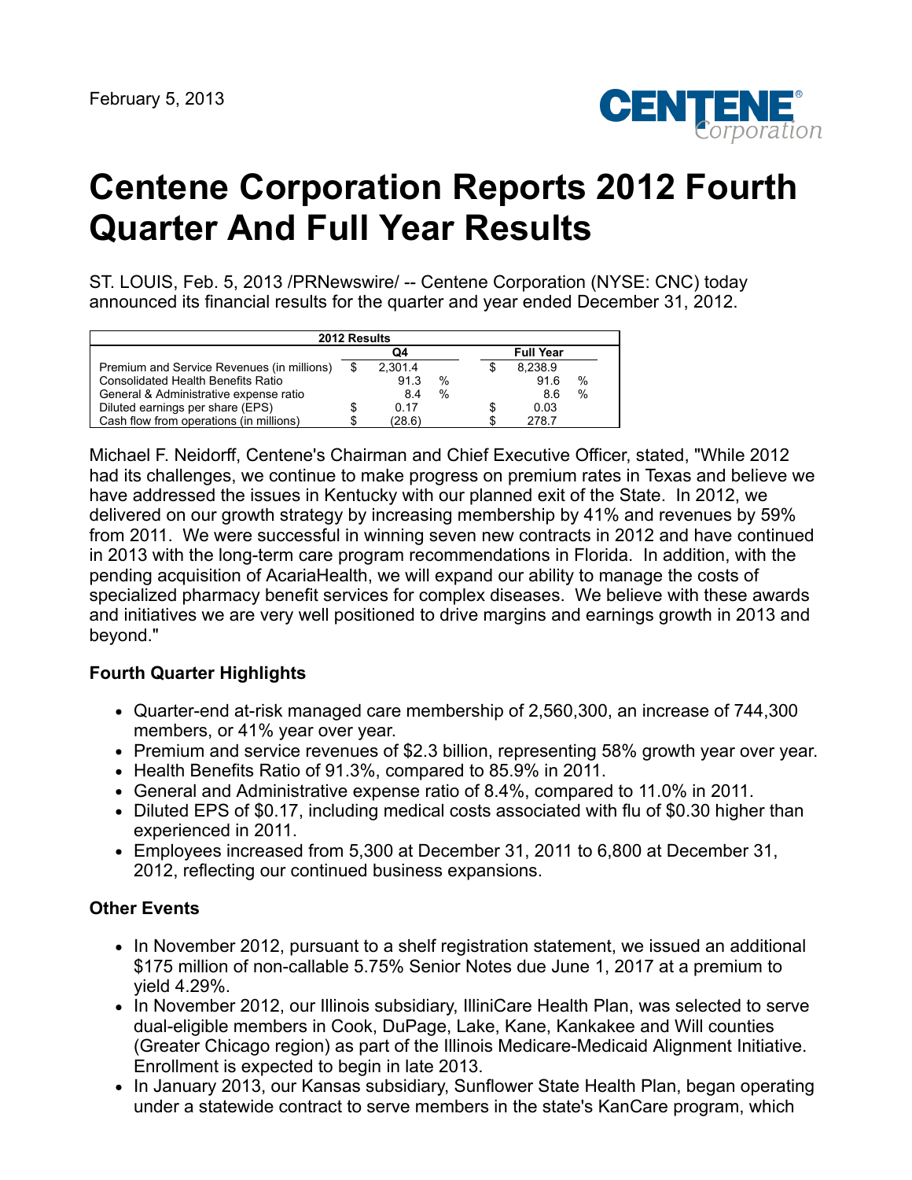February 5, 2013

# Centene Corporation Reports 2012 Fourth Quarter And Full Year Results

ST. LOUIS, Feb. 5, 2013 /PRNewswire/ -- Centene Corporation (NYSE: CNC) today announced its financial results for the quarter and year ended December 31, 2012.

| 2012 Results | Q4 | Full Year |
|---|---|---|
| Premium and Service Revenues (in millions) | $ 2,301.4 | $ 8,238.9 |
| Consolidated Health Benefits Ratio | 91.3 % | 91.6 % |
| General & Administrative expense ratio | 8.4 % | 8.6 % |
| Diluted earnings per share (EPS) | $ 0.17 | $ 0.03 |
| Cash flow from operations (in millions) | $ (28.6) | $ 278.7 |

Michael F. Neidorff, Centene's Chairman and Chief Executive Officer, stated, "While 2012 had its challenges, we continue to make progress on premium rates in Texas and believe we have addressed the issues in Kentucky with our planned exit of the State. In 2012, we delivered on our growth strategy by increasing membership by 41% and revenues by 59% from 2011. We were successful in winning seven new contracts in 2012 and have continued in 2013 with the long-term care program recommendations in Florida. In addition, with the pending acquisition of AcariaHealth, we will expand our ability to manage the costs of specialized pharmacy benefit services for complex diseases. We believe with these awards and initiatives we are very well positioned to drive margins and earnings growth in 2013 and beyond."

### Fourth Quarter Highlights

- Quarter-end at-risk managed care membership of 2,560,300, an increase of 744,300 members, or 41% year over year.
- Premium and service revenues of $2.3 billion, representing 58% growth year over year.
- Health Benefits Ratio of 91.3%, compared to 85.9% in 2011.
- General and Administrative expense ratio of 8.4%, compared to 11.0% in 2011.
- Diluted EPS of $0.17, including medical costs associated with flu of $0.30 higher than experienced in 2011.
- Employees increased from 5,300 at December 31, 2011 to 6,800 at December 31, 2012, reflecting our continued business expansions.

### Other Events

- In November 2012, pursuant to a shelf registration statement, we issued an additional $175 million of non-callable 5.75% Senior Notes due June 1, 2017 at a premium to yield 4.29%.
- In November 2012, our Illinois subsidiary, IlliniCare Health Plan, was selected to serve dual-eligible members in Cook, DuPage, Lake, Kane, Kankakee and Will counties (Greater Chicago region) as part of the Illinois Medicare-Medicaid Alignment Initiative. Enrollment is expected to begin in late 2013.
- In January 2013, our Kansas subsidiary, Sunflower State Health Plan, began operating under a statewide contract to serve members in the state's KanCare program, which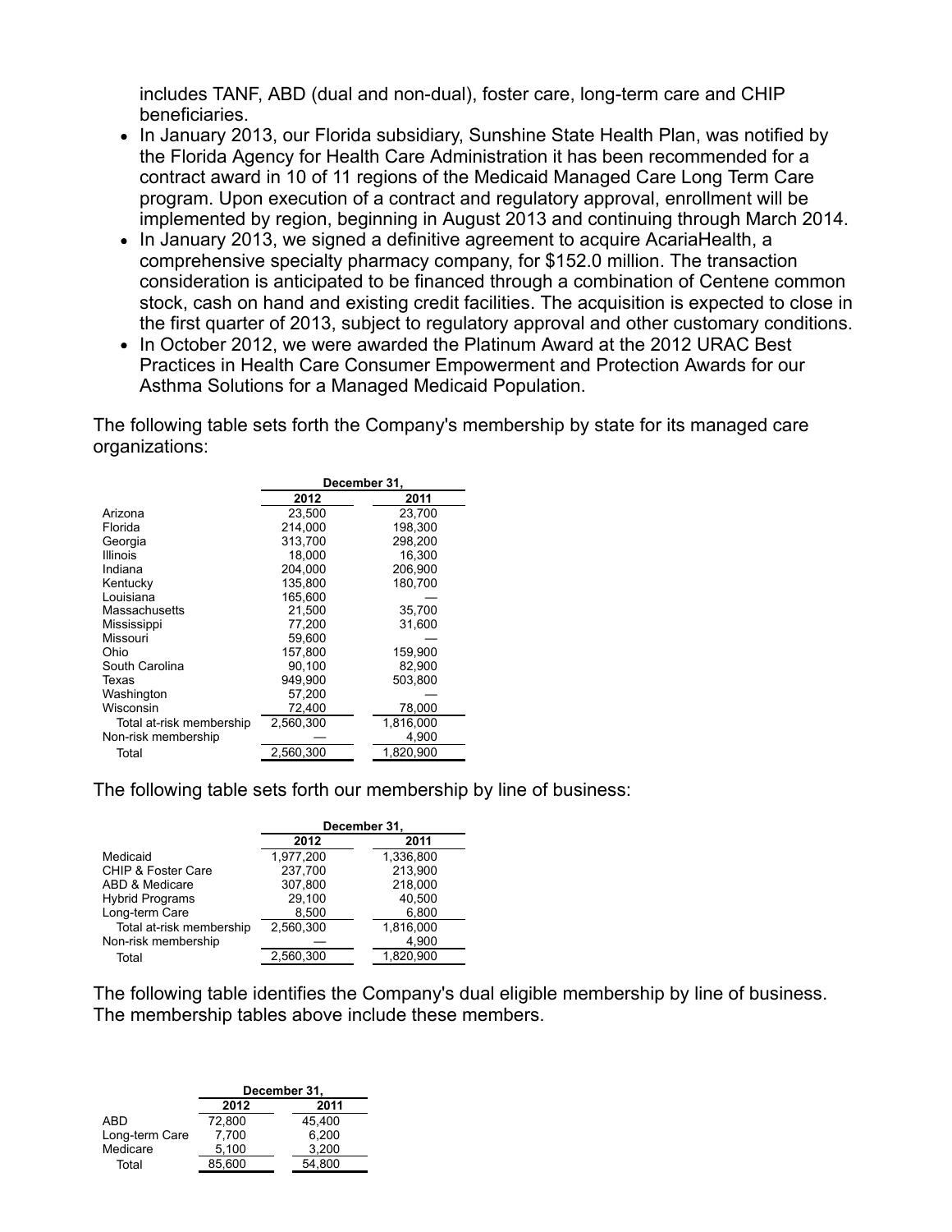includes TANF, ABD (dual and non-dual), foster care, long-term care and CHIP beneficiaries.

- In January 2013, our Florida subsidiary, Sunshine State Health Plan, was notified by the Florida Agency for Health Care Administration it has been recommended for a contract award in 10 of 11 regions of the Medicaid Managed Care Long Term Care program. Upon execution of a contract and regulatory approval, enrollment will be implemented by region, beginning in August 2013 and continuing through March 2014.
- In January 2013, we signed a definitive agreement to acquire AcariaHealth, a comprehensive specialty pharmacy company, for $152.0 million. The transaction consideration is anticipated to be financed through a combination of Centene common stock, cash on hand and existing credit facilities. The acquisition is expected to close in the first quarter of 2013, subject to regulatory approval and other customary conditions.
- In October 2012, we were awarded the Platinum Award at the 2012 URAC Best Practices in Health Care Consumer Empowerment and Protection Awards for our Asthma Solutions for a Managed Medicaid Population.

The following table sets forth the Company's membership by state for its managed care organizations:

| | December 31, | |
|---|---|---|
| | 2012 | 2011 |
| Arizona | 23,500 | 23,700 |
| Florida | 214,000 | 198,300 |
| Georgia | 313,700 | 298,200 |
| Illinois | 18,000 | 16,300 |
| Indiana | 204,000 | 206,900 |
| Kentucky | 135,800 | 180,700 |
| Louisiana | 165,600 | — |
| Massachusetts | 21,500 | 35,700 |
| Mississippi | 77,200 | 31,600 |
| Missouri | 59,600 | — |
| Ohio | 157,800 | 159,900 |
| South Carolina | 90,100 | 82,900 |
| Texas | 949,900 | 503,800 |
| Washington | 57,200 | — |
| Wisconsin | 72,400 | 78,000 |
| Total at-risk membership | 2,560,300 | 1,816,000 |
| Non-risk membership | — | 4,900 |
| Total | 2,560,300 | 1,820,900 |

The following table sets forth our membership by line of business:

| | December 31, | |
|---|---|---|
| | 2012 | 2011 |
| Medicaid | 1,977,200 | 1,336,800 |
| CHIP & Foster Care | 237,700 | 213,900 |
| ABD & Medicare | 307,800 | 218,000 |
| Hybrid Programs | 29,100 | 40,500 |
| Long-term Care | 8,500 | 6,800 |
| Total at-risk membership | 2,560,300 | 1,816,000 |
| Non-risk membership | — | 4,900 |
| Total | 2,560,300 | 1,820,900 |

The following table identifies the Company's dual eligible membership by line of business. The membership tables above include these members.

| | December 31, | |
|---|---|---|
| | 2012 | 2011 |
| ABD | 72,800 | 45,400 |
| Long-term Care | 7,700 | 6,200 |
| Medicare | 5,100 | 3,200 |
| Total | 85,600 | 54,800 |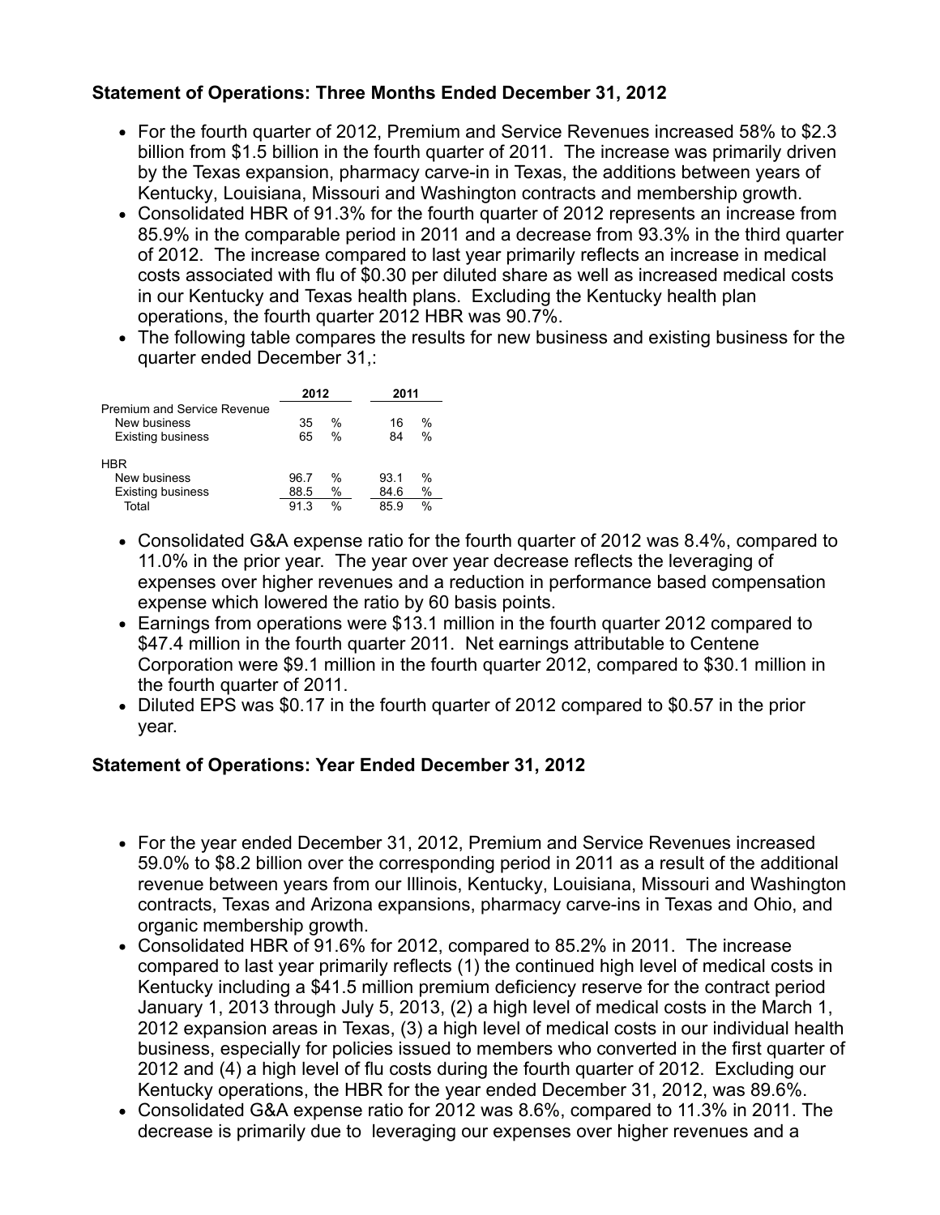### Statement of Operations: Three Months Ended December 31, 2012

- For the fourth quarter of 2012, Premium and Service Revenues increased 58% to $2.3 billion from $1.5 billion in the fourth quarter of 2011. The increase was primarily driven by the Texas expansion, pharmacy carve-in in Texas, the additions between years of Kentucky, Louisiana, Missouri and Washington contracts and membership growth.
- Consolidated HBR of 91.3% for the fourth quarter of 2012 represents an increase from 85.9% in the comparable period in 2011 and a decrease from 93.3% in the third quarter of 2012. The increase compared to last year primarily reflects an increase in medical costs associated with flu of $0.30 per diluted share as well as increased medical costs in our Kentucky and Texas health plans. Excluding the Kentucky health plan operations, the fourth quarter 2012 HBR was 90.7%.
- The following table compares the results for new business and existing business for the quarter ended December 31,:

| | 2012 | 2011 |
|---|---|---|
| Premium and Service Revenue | | |
| New business | 35 % | 16 % |
| Existing business | 65 % | 84 % |
| | | |
| HBR | | |
| New business | 96.7 % | 93.1 % |
| Existing business | 88.5 % | 84.6 % |
| Total | 91.3 % | 85.9 % |

- Consolidated G&A expense ratio for the fourth quarter of 2012 was 8.4%, compared to 11.0% in the prior year. The year over year decrease reflects the leveraging of expenses over higher revenues and a reduction in performance based compensation expense which lowered the ratio by 60 basis points.
- Earnings from operations were $13.1 million in the fourth quarter 2012 compared to $47.4 million in the fourth quarter 2011. Net earnings attributable to Centene Corporation were $9.1 million in the fourth quarter 2012, compared to $30.1 million in the fourth quarter of 2011.
- Diluted EPS was $0.17 in the fourth quarter of 2012 compared to $0.57 in the prior year.

### Statement of Operations: Year Ended December 31, 2012

- For the year ended December 31, 2012, Premium and Service Revenues increased 59.0% to $8.2 billion over the corresponding period in 2011 as a result of the additional revenue between years from our Illinois, Kentucky, Louisiana, Missouri and Washington contracts, Texas and Arizona expansions, pharmacy carve-ins in Texas and Ohio, and organic membership growth.
- Consolidated HBR of 91.6% for 2012, compared to 85.2% in 2011. The increase compared to last year primarily reflects (1) the continued high level of medical costs in Kentucky including a $41.5 million premium deficiency reserve for the contract period January 1, 2013 through July 5, 2013, (2) a high level of medical costs in the March 1, 2012 expansion areas in Texas, (3) a high level of medical costs in our individual health business, especially for policies issued to members who converted in the first quarter of 2012 and (4) a high level of flu costs during the fourth quarter of 2012. Excluding our Kentucky operations, the HBR for the year ended December 31, 2012, was 89.6%.
- Consolidated G&A expense ratio for 2012 was 8.6%, compared to 11.3% in 2011. The decrease is primarily due to leveraging our expenses over higher revenues and a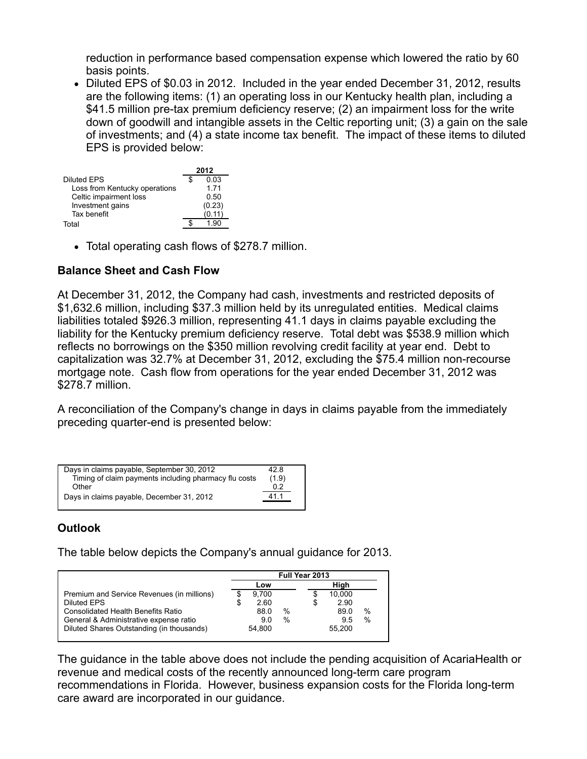reduction in performance based compensation expense which lowered the ratio by 60 basis points.

- Diluted EPS of $0.03 in 2012. Included in the year ended December 31, 2012, results are the following items: (1) an operating loss in our Kentucky health plan, including a $41.5 million pre-tax premium deficiency reserve; (2) an impairment loss for the write down of goodwill and intangible assets in the Celtic reporting unit; (3) a gain on the sale of investments; and (4) a state income tax benefit. The impact of these items to diluted EPS is provided below:

| | 2012 |
|---|---|
| Diluted EPS | $ 0.03 |
| Loss from Kentucky operations | 1.71 |
| Celtic impairment loss | 0.50 |
| Investment gains | (0.23) |
| Tax benefit | (0.11) |
| Total | $ 1.90 |

- Total operating cash flows of $278.7 million.

## Balance Sheet and Cash Flow

At December 31, 2012, the Company had cash, investments and restricted deposits of $1,632.6 million, including $37.3 million held by its unregulated entities. Medical claims liabilities totaled $926.3 million, representing 41.1 days in claims payable excluding the liability for the Kentucky premium deficiency reserve. Total debt was $538.9 million which reflects no borrowings on the $350 million revolving credit facility at year end. Debt to capitalization was 32.7% at December 31, 2012, excluding the $75.4 million non-recourse mortgage note. Cash flow from operations for the year ended December 31, 2012 was $278.7 million.

A reconciliation of the Company's change in days in claims payable from the immediately preceding quarter-end is presented below:

| | |
|---|---|
| Days in claims payable, September 30, 2012 | 42.8 |
| Timing of claim payments including pharmacy flu costs | (1.9) |
| Other | 0.2 |
| Days in claims payable, December 31, 2012 | 41.1 |

## Outlook

The table below depicts the Company's annual guidance for 2013.

| | Full Year 2013 | |
|---|---|---|
| | Low | High |
| Premium and Service Revenues (in millions) | $ 9,700 | $ 10,000 |
| Diluted EPS | $ 2.60 | $ 2.90 |
| Consolidated Health Benefits Ratio | 88.0 % | 89.0 % |
| General & Administrative expense ratio | 9.0 % | 9.5 % |
| Diluted Shares Outstanding (in thousands) | 54,800 | 55,200 |

The guidance in the table above does not include the pending acquisition of AcariaHealth or revenue and medical costs of the recently announced long-term care program recommendations in Florida. However, business expansion costs for the Florida long-term care award are incorporated in our guidance.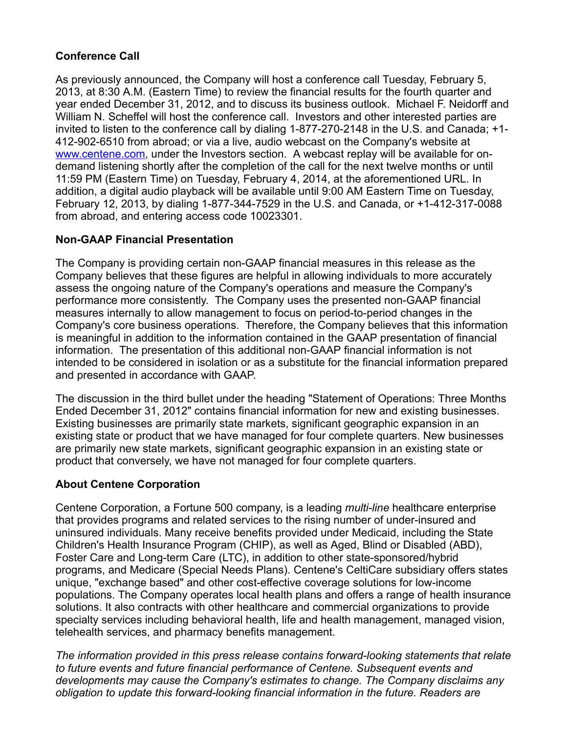**Conference Call**

As previously announced, the Company will host a conference call Tuesday, February 5, 2013, at 8:30 A.M. (Eastern Time) to review the financial results for the fourth quarter and year ended December 31, 2012, and to discuss its business outlook. Michael F. Neidorff and William N. Scheffel will host the conference call. Investors and other interested parties are invited to listen to the conference call by dialing 1-877-270-2148 in the U.S. and Canada; +1-412-902-6510 from abroad; or via a live, audio webcast on the Company's website at www.centene.com, under the Investors section. A webcast replay will be available for on-demand listening shortly after the completion of the call for the next twelve months or until 11:59 PM (Eastern Time) on Tuesday, February 4, 2014, at the aforementioned URL. In addition, a digital audio playback will be available until 9:00 AM Eastern Time on Tuesday, February 12, 2013, by dialing 1-877-344-7529 in the U.S. and Canada, or +1-412-317-0088 from abroad, and entering access code 10023301.

**Non-GAAP Financial Presentation**

The Company is providing certain non-GAAP financial measures in this release as the Company believes that these figures are helpful in allowing individuals to more accurately assess the ongoing nature of the Company's operations and measure the Company's performance more consistently. The Company uses the presented non-GAAP financial measures internally to allow management to focus on period-to-period changes in the Company's core business operations. Therefore, the Company believes that this information is meaningful in addition to the information contained in the GAAP presentation of financial information. The presentation of this additional non-GAAP financial information is not intended to be considered in isolation or as a substitute for the financial information prepared and presented in accordance with GAAP.

The discussion in the third bullet under the heading "Statement of Operations: Three Months Ended December 31, 2012" contains financial information for new and existing businesses. Existing businesses are primarily state markets, significant geographic expansion in an existing state or product that we have managed for four complete quarters. New businesses are primarily new state markets, significant geographic expansion in an existing state or product that conversely, we have not managed for four complete quarters.

**About Centene Corporation**

Centene Corporation, a Fortune 500 company, is a leading *multi-line* healthcare enterprise that provides programs and related services to the rising number of under-insured and uninsured individuals. Many receive benefits provided under Medicaid, including the State Children's Health Insurance Program (CHIP), as well as Aged, Blind or Disabled (ABD), Foster Care and Long-term Care (LTC), in addition to other state-sponsored/hybrid programs, and Medicare (Special Needs Plans). Centene's CeltiCare subsidiary offers states unique, "exchange based" and other cost-effective coverage solutions for low-income populations. The Company operates local health plans and offers a range of health insurance solutions. It also contracts with other healthcare and commercial organizations to provide specialty services including behavioral health, life and health management, managed vision, telehealth services, and pharmacy benefits management.

*The information provided in this press release contains forward-looking statements that relate to future events and future financial performance of Centene. Subsequent events and developments may cause the Company's estimates to change. The Company disclaims any obligation to update this forward-looking financial information in the future. Readers are*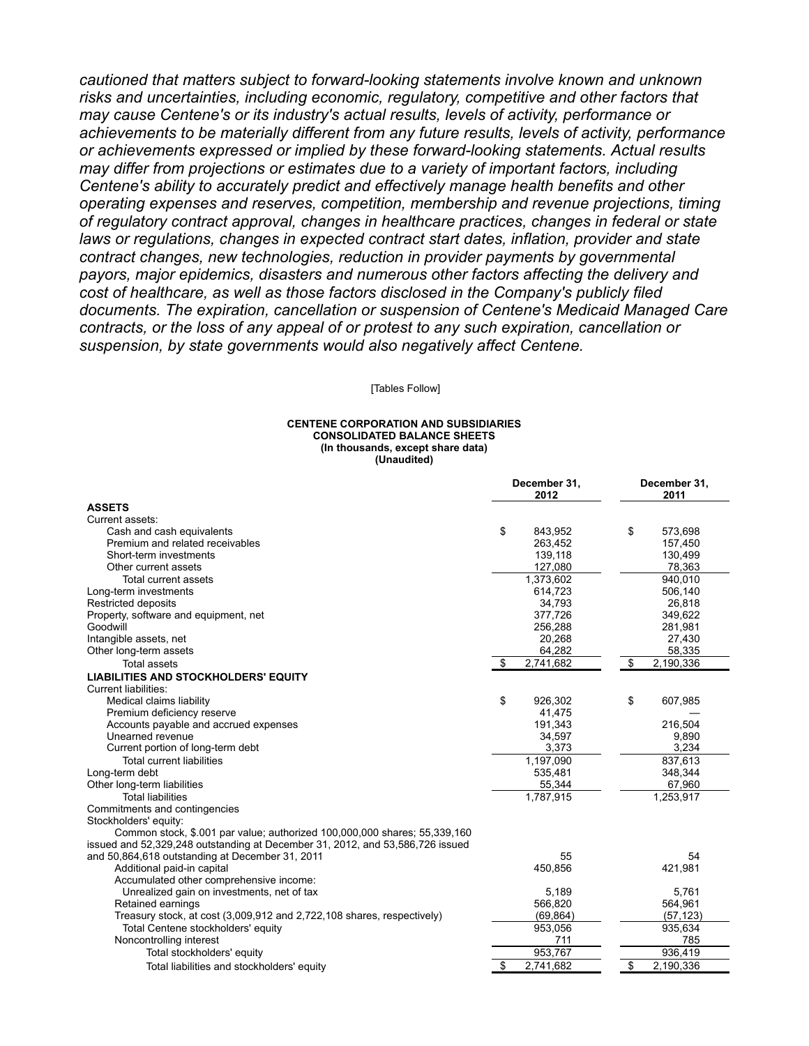*cautioned that matters subject to forward-looking statements involve known and unknown risks and uncertainties, including economic, regulatory, competitive and other factors that may cause Centene's or its industry's actual results, levels of activity, performance or achievements to be materially different from any future results, levels of activity, performance or achievements expressed or implied by these forward-looking statements. Actual results may differ from projections or estimates due to a variety of important factors, including Centene's ability to accurately predict and effectively manage health benefits and other operating expenses and reserves, competition, membership and revenue projections, timing of regulatory contract approval, changes in healthcare practices, changes in federal or state laws or regulations, changes in expected contract start dates, inflation, provider and state contract changes, new technologies, reduction in provider payments by governmental payors, major epidemics, disasters and numerous other factors affecting the delivery and cost of healthcare, as well as those factors disclosed in the Company's publicly filed documents. The expiration, cancellation or suspension of Centene's Medicaid Managed Care contracts, or the loss of any appeal of or protest to any such expiration, cancellation or suspension, by state governments would also negatively affect Centene.*

[Tables Follow]

**CENTENE CORPORATION AND SUBSIDIARIES**
**CONSOLIDATED BALANCE SHEETS**
**(In thousands, except share data)**
**(Unaudited)**

| | December 31, 2012 | December 31, 2011 |
|---|---|---|
| **ASSETS** | | |
| Current assets: | | |
| Cash and cash equivalents | $ 843,952 | $ 573,698 |
| Premium and related receivables | 263,452 | 157,450 |
| Short-term investments | 139,118 | 130,499 |
| Other current assets | 127,080 | 78,363 |
| Total current assets | 1,373,602 | 940,010 |
| Long-term investments | 614,723 | 506,140 |
| Restricted deposits | 34,793 | 26,818 |
| Property, software and equipment, net | 377,726 | 349,622 |
| Goodwill | 256,288 | 281,981 |
| Intangible assets, net | 20,268 | 27,430 |
| Other long-term assets | 64,282 | 58,335 |
| Total assets | $ 2,741,682 | $ 2,190,336 |
| **LIABILITIES AND STOCKHOLDERS' EQUITY** | | |
| Current liabilities: | | |
| Medical claims liability | $ 926,302 | $ 607,985 |
| Premium deficiency reserve | 41,475 | — |
| Accounts payable and accrued expenses | 191,343 | 216,504 |
| Unearned revenue | 34,597 | 9,890 |
| Current portion of long-term debt | 3,373 | 3,234 |
| Total current liabilities | 1,197,090 | 837,613 |
| Long-term debt | 535,481 | 348,344 |
| Other long-term liabilities | 55,344 | 67,960 |
| Total liabilities | 1,787,915 | 1,253,917 |
| Commitments and contingencies | | |
| Stockholders' equity: | | |
| Common stock, $.001 par value; authorized 100,000,000 shares; 55,339,160 issued and 52,329,248 outstanding at December 31, 2012, and 53,586,726 issued and 50,864,618 outstanding at December 31, 2011 | 55 | 54 |
| Additional paid-in capital | 450,856 | 421,981 |
| Accumulated other comprehensive income: | | |
| Unrealized gain on investments, net of tax | 5,189 | 5,761 |
| Retained earnings | 566,820 | 564,961 |
| Treasury stock, at cost (3,009,912 and 2,722,108 shares, respectively) | (69,864) | (57,123) |
| Total Centene stockholders' equity | 953,056 | 935,634 |
| Noncontrolling interest | 711 | 785 |
| Total stockholders' equity | 953,767 | 936,419 |
| Total liabilities and stockholders' equity | $ 2,741,682 | $ 2,190,336 |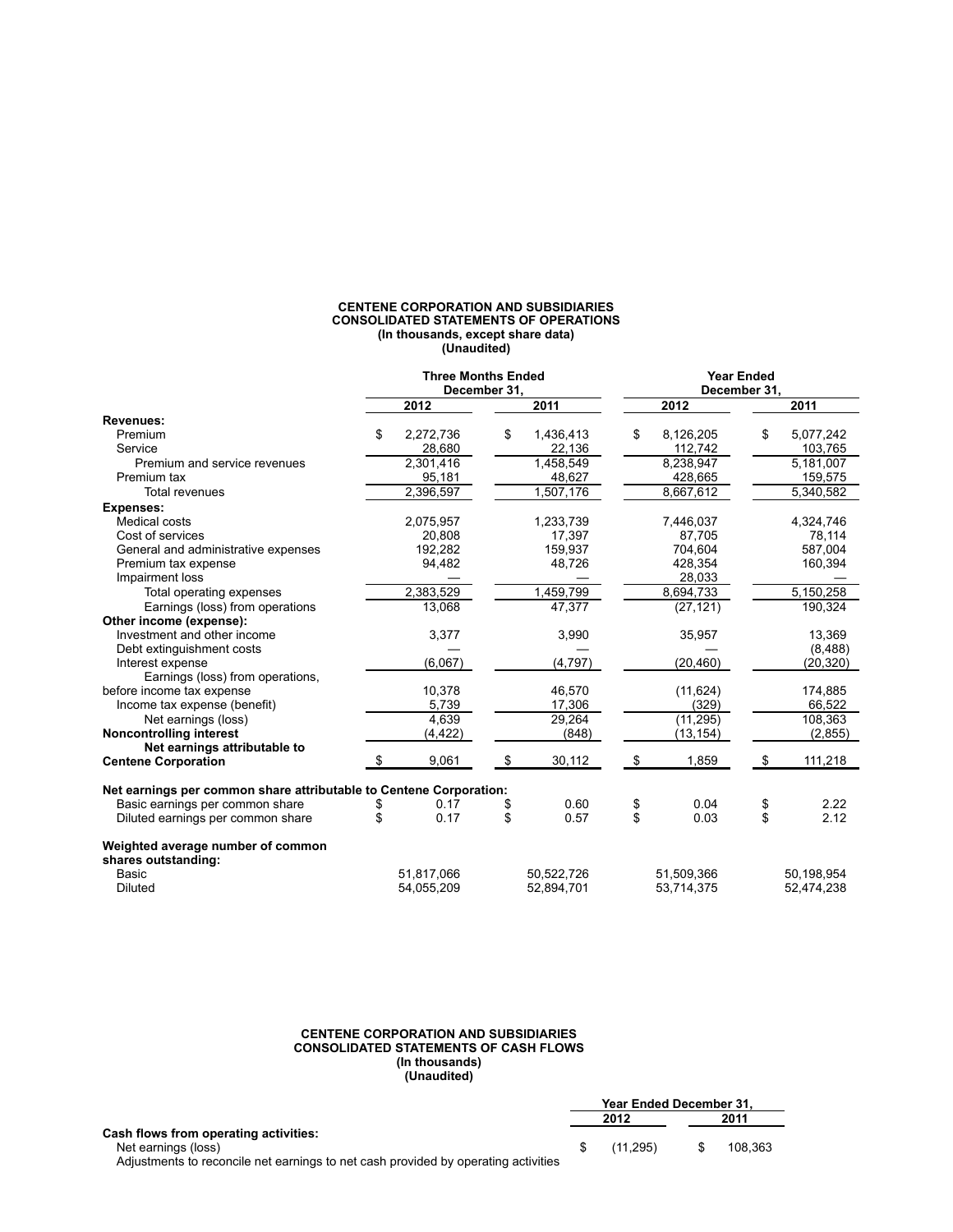**CENTENE CORPORATION AND SUBSIDIARIES**
**CONSOLIDATED STATEMENTS OF OPERATIONS**
**(In thousands, except share data)**
**(Unaudited)**

| | Three Months Ended December 31, | | Year Ended December 31, | |
|---|---|---|---|---|
| | 2012 | 2011 | 2012 | 2011 |
| **Revenues:** | | | | |
| Premium | $ 2,272,736 | $ 1,436,413 | $ 8,126,205 | $ 5,077,242 |
| Service | 28,680 | 22,136 | 112,742 | 103,765 |
| Premium and service revenues | 2,301,416 | 1,458,549 | 8,238,947 | 5,181,007 |
| Premium tax | 95,181 | 48,627 | 428,665 | 159,575 |
| Total revenues | 2,396,597 | 1,507,176 | 8,667,612 | 5,340,582 |
| **Expenses:** | | | | |
| Medical costs | 2,075,957 | 1,233,739 | 7,446,037 | 4,324,746 |
| Cost of services | 20,808 | 17,397 | 87,705 | 78,114 |
| General and administrative expenses | 192,282 | 159,937 | 704,604 | 587,004 |
| Premium tax expense | 94,482 | 48,726 | 428,354 | 160,394 |
| Impairment loss | — | — | 28,033 | — |
| Total operating expenses | 2,383,529 | 1,459,799 | 8,694,733 | 5,150,258 |
| Earnings (loss) from operations | 13,068 | 47,377 | (27,121) | 190,324 |
| **Other income (expense):** | | | | |
| Investment and other income | 3,377 | 3,990 | 35,957 | 13,369 |
| Debt extinguishment costs | — | — | — | (8,488) |
| Interest expense | (6,067) | (4,797) | (20,460) | (20,320) |
| Earnings (loss) from operations, before income tax expense | 10,378 | 46,570 | (11,624) | 174,885 |
| Income tax expense (benefit) | 5,739 | 17,306 | (329) | 66,522 |
| Net earnings (loss) | 4,639 | 29,264 | (11,295) | 108,363 |
| **Noncontrolling interest** | (4,422) | (848) | (13,154) | (2,855) |
| **Net earnings attributable to Centene Corporation** | $ 9,061 | $ 30,112 | $ 1,859 | $ 111,218 |
| | | | | |
| **Net earnings per common share attributable to Centene Corporation:** | | | | |
| Basic earnings per common share | $ 0.17 | $ 0.60 | $ 0.04 | $ 2.22 |
| Diluted earnings per common share | $ 0.17 | $ 0.57 | $ 0.03 | $ 2.12 |
| | | | | |
| **Weighted average number of common shares outstanding:** | | | | |
| Basic | 51,817,066 | 50,522,726 | 51,509,366 | 50,198,954 |
| Diluted | 54,055,209 | 52,894,701 | 53,714,375 | 52,474,238 |

**CENTENE CORPORATION AND SUBSIDIARIES**
**CONSOLIDATED STATEMENTS OF CASH FLOWS**
**(In thousands)**
**(Unaudited)**

| | Year Ended December 31, | |
|---|---|---|
| | 2012 | 2011 |
| **Cash flows from operating activities:** | | |
| Net earnings (loss) | $ (11,295) | $ 108,363 |
| Adjustments to reconcile net earnings to net cash provided by operating activities | | |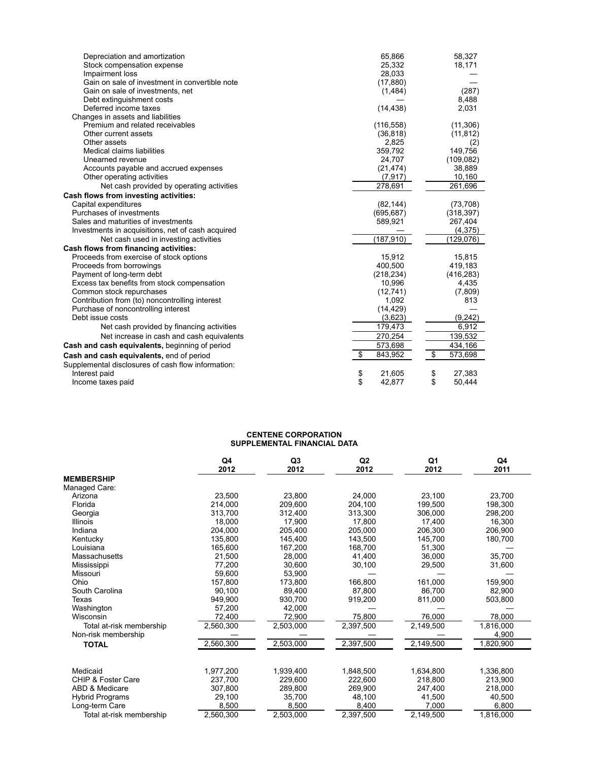| | | |
|---|---|---|
| Depreciation and amortization | 65,866 | 58,327 |
| Stock compensation expense | 25,332 | 18,171 |
| Impairment loss | 28,033 | — |
| Gain on sale of investment in convertible note | (17,880) | — |
| Gain on sale of investments, net | (1,484) | (287) |
| Debt extinguishment costs | — | 8,488 |
| Deferred income taxes | (14,438) | 2,031 |
| Changes in assets and liabilities | | |
| Premium and related receivables | (116,558) | (11,306) |
| Other current assets | (36,818) | (11,812) |
| Other assets | 2,825 | (2) |
| Medical claims liabilities | 359,792 | 149,756 |
| Unearned revenue | 24,707 | (109,082) |
| Accounts payable and accrued expenses | (21,474) | 38,889 |
| Other operating activities | (7,917) | 10,160 |
| Net cash provided by operating activities | 278,691 | 261,696 |
| **Cash flows from investing activities:** | | |
| Capital expenditures | (82,144) | (73,708) |
| Purchases of investments | (695,687) | (318,397) |
| Sales and maturities of investments | 589,921 | 267,404 |
| Investments in acquisitions, net of cash acquired | — | (4,375) |
| Net cash used in investing activities | (187,910) | (129,076) |
| **Cash flows from financing activities:** | | |
| Proceeds from exercise of stock options | 15,912 | 15,815 |
| Proceeds from borrowings | 400,500 | 419,183 |
| Payment of long-term debt | (218,234) | (416,283) |
| Excess tax benefits from stock compensation | 10,996 | 4,435 |
| Common stock repurchases | (12,741) | (7,809) |
| Contribution from (to) noncontrolling interest | 1,092 | 813 |
| Purchase of noncontrolling interest | (14,429) | — |
| Debt issue costs | (3,623) | (9,242) |
| Net cash provided by financing activities | 179,473 | 6,912 |
| Net increase in cash and cash equivalents | 270,254 | 139,532 |
| **Cash and cash equivalents,** beginning of period | 573,698 | 434,166 |
| **Cash and cash equivalents,** end of period | $ 843,952 | $ 573,698 |
| Supplemental disclosures of cash flow information: | | |
| Interest paid | $ 21,605 | $ 27,383 |
| Income taxes paid | $ 42,877 | $ 50,444 |

## CENTENE CORPORATION
## SUPPLEMENTAL FINANCIAL DATA

| | Q4 2012 | Q3 2012 | Q2 2012 | Q1 2012 | Q4 2011 |
|---|---|---|---|---|---|
| **MEMBERSHIP** | | | | | |
| Managed Care: | | | | | |
| Arizona | 23,500 | 23,800 | 24,000 | 23,100 | 23,700 |
| Florida | 214,000 | 209,600 | 204,100 | 199,500 | 198,300 |
| Georgia | 313,700 | 312,400 | 313,300 | 306,000 | 298,200 |
| Illinois | 18,000 | 17,900 | 17,800 | 17,400 | 16,300 |
| Indiana | 204,000 | 205,400 | 205,000 | 206,300 | 206,900 |
| Kentucky | 135,800 | 145,400 | 143,500 | 145,700 | 180,700 |
| Louisiana | 165,600 | 167,200 | 168,700 | 51,300 | — |
| Massachusetts | 21,500 | 28,000 | 41,400 | 36,000 | 35,700 |
| Mississippi | 77,200 | 30,600 | 30,100 | 29,500 | 31,600 |
| Missouri | 59,600 | 53,900 | — | — | — |
| Ohio | 157,800 | 173,800 | 166,800 | 161,000 | 159,900 |
| South Carolina | 90,100 | 89,400 | 87,800 | 86,700 | 82,900 |
| Texas | 949,900 | 930,700 | 919,200 | 811,000 | 503,800 |
| Washington | 57,200 | 42,000 | — | — | — |
| Wisconsin | 72,400 | 72,900 | 75,800 | 76,000 | 78,000 |
| Total at-risk membership | 2,560,300 | 2,503,000 | 2,397,500 | 2,149,500 | 1,816,000 |
| Non-risk membership | — | — | — | — | 4,900 |
| **TOTAL** | 2,560,300 | 2,503,000 | 2,397,500 | 2,149,500 | 1,820,900 |
| | | | | | |
| Medicaid | 1,977,200 | 1,939,400 | 1,848,500 | 1,634,800 | 1,336,800 |
| CHIP & Foster Care | 237,700 | 229,600 | 222,600 | 218,800 | 213,900 |
| ABD & Medicare | 307,800 | 289,800 | 269,900 | 247,400 | 218,000 |
| Hybrid Programs | 29,100 | 35,700 | 48,100 | 41,500 | 40,500 |
| Long-term Care | 8,500 | 8,500 | 8,400 | 7,000 | 6,800 |
| Total at-risk membership | 2,560,300 | 2,503,000 | 2,397,500 | 2,149,500 | 1,816,000 |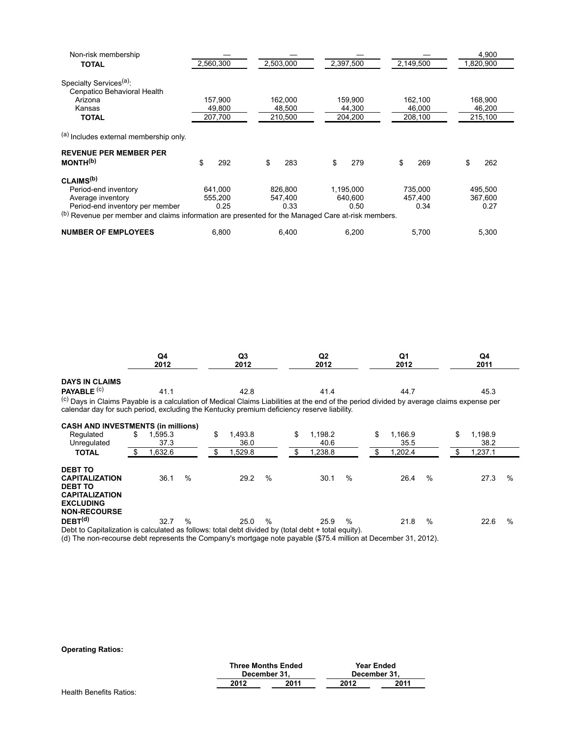| | | | | | |
|---|---|---|---|---|---|
| Non-risk membership | — | — | — | — | 4,900 |
| **TOTAL** | 2,560,300 | 2,503,000 | 2,397,500 | 2,149,500 | 1,820,900 |
| | | | | | |
| Specialty Services[(a)]: | | | | | |
| Cenpatico Behavioral Health | | | | | |
| Arizona | 157,900 | 162,000 | 159,900 | 162,100 | 168,900 |
| Kansas | 49,800 | 48,500 | 44,300 | 46,000 | 46,200 |
| **TOTAL** | 207,700 | 210,500 | 204,200 | 208,100 | 215,100 |

(a) Includes external membership only.

| | | | | | |
|---|---|---|---|---|---|
| **REVENUE PER MEMBER PER MONTH**[(b)] | $ 292 | $ 283 | $ 279 | $ 269 | $ 262 |
| | | | | | |
| **CLAIMS**[(b)] | | | | | |
| Period-end inventory | 641,000 | 826,800 | 1,195,000 | 735,000 | 495,500 |
| Average inventory | 555,200 | 547,400 | 640,600 | 457,400 | 367,600 |
| Period-end inventory per member | 0.25 | 0.33 | 0.50 | 0.34 | 0.27 |

(b) Revenue per member and claims information are presented for the Managed Care at-risk members.

| | | | | | |
|---|---|---|---|---|---|
| **NUMBER OF EMPLOYEES** | 6,800 | 6,400 | 6,200 | 5,700 | 5,300 |

| | Q4 2012 | Q3 2012 | Q2 2012 | Q1 2012 | Q4 2011 |
|---|---|---|---|---|---|
| **DAYS IN CLAIMS PAYABLE** [(c)] | 41.1 | 42.8 | 41.4 | 44.7 | 45.3 |

(c) Days in Claims Payable is a calculation of Medical Claims Liabilities at the end of the period divided by average claims expense per calendar day for such period, excluding the Kentucky premium deficiency reserve liability.

| | Q4 2012 | Q3 2012 | Q2 2012 | Q1 2012 | Q4 2011 |
|---|---|---|---|---|---|
| **CASH AND INVESTMENTS (in millions)** | | | | | |
| Regulated | $ 1,595.3 | $ 1,493.8 | $ 1,198.2 | $ 1,166.9 | $ 1,198.9 |
| Unregulated | 37.3 | 36.0 | 40.6 | 35.5 | 38.2 |
| **TOTAL** | $ 1,632.6 | $ 1,529.8 | $ 1,238.8 | $ 1,202.4 | $ 1,237.1 |
| | | | | | |
| **DEBT TO CAPITALIZATION** | 36.1 % | 29.2 % | 30.1 % | 26.4 % | 27.3 % |
| **DEBT TO CAPITALIZATION EXCLUDING NON-RECOURSE DEBT**[(d)] | 32.7 % | 25.0 % | 25.9 % | 21.8 % | 22.6 % |

Debt to Capitalization is calculated as follows: total debt divided by (total debt + total equity).

(d) The non-recourse debt represents the Company's mortgage note payable ($75.4 million at December 31, 2012).

**Operating Ratios:**

| | Three Months Ended December 31, | | Year Ended December 31, | |
|---|---|---|---|---|
| | 2012 | 2011 | 2012 | 2011 |
| Health Benefits Ratios: | | | | |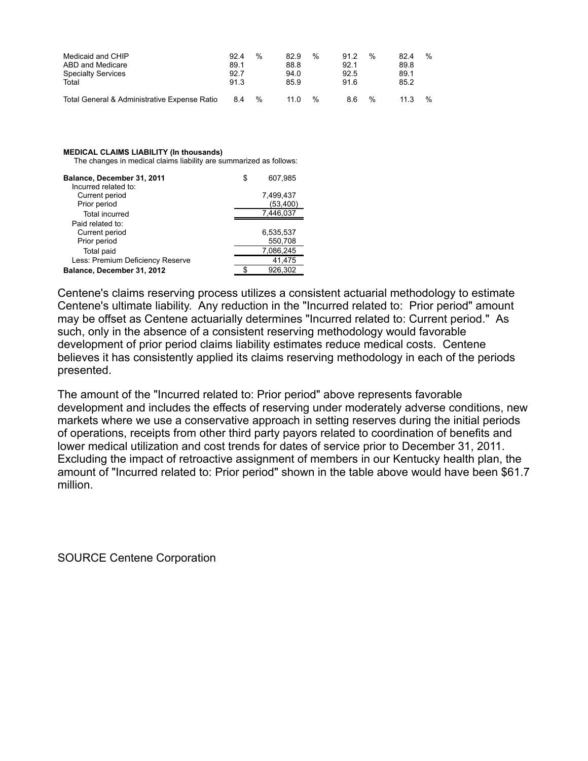| | | | | |
|---|---|---|---|---|
| Medicaid and CHIP | 92.4 % | 82.9 % | 91.2 % | 82.4 % |
| ABD and Medicare | 89.1 | 88.8 | 92.1 | 89.8 |
| Specialty Services | 92.7 | 94.0 | 92.5 | 89.1 |
| Total | 91.3 | 85.9 | 91.6 | 85.2 |
| | | | | |
| Total General & Administrative Expense Ratio | 8.4 % | 11.0 % | 8.6 % | 11.3 % |

**MEDICAL CLAIMS LIABILITY (In thousands)**

The changes in medical claims liability are summarized as follows:

| | |
|---|---|
| **Balance, December 31, 2011** | $ 607,985 |
| Incurred related to: | |
| Current period | 7,499,437 |
| Prior period | (53,400) |
| Total incurred | 7,446,037 |
| Paid related to: | |
| Current period | 6,535,537 |
| Prior period | 550,708 |
| Total paid | 7,086,245 |
| Less: Premium Deficiency Reserve | 41,475 |
| **Balance, December 31, 2012** | $ 926,302 |

Centene's claims reserving process utilizes a consistent actuarial methodology to estimate Centene's ultimate liability. Any reduction in the "Incurred related to: Prior period" amount may be offset as Centene actuarially determines "Incurred related to: Current period." As such, only in the absence of a consistent reserving methodology would favorable development of prior period claims liability estimates reduce medical costs. Centene believes it has consistently applied its claims reserving methodology in each of the periods presented.

The amount of the "Incurred related to: Prior period" above represents favorable development and includes the effects of reserving under moderately adverse conditions, new markets where we use a conservative approach in setting reserves during the initial periods of operations, receipts from other third party payors related to coordination of benefits and lower medical utilization and cost trends for dates of service prior to December 31, 2011. Excluding the impact of retroactive assignment of members in our Kentucky health plan, the amount of "Incurred related to: Prior period" shown in the table above would have been $61.7 million.

SOURCE Centene Corporation